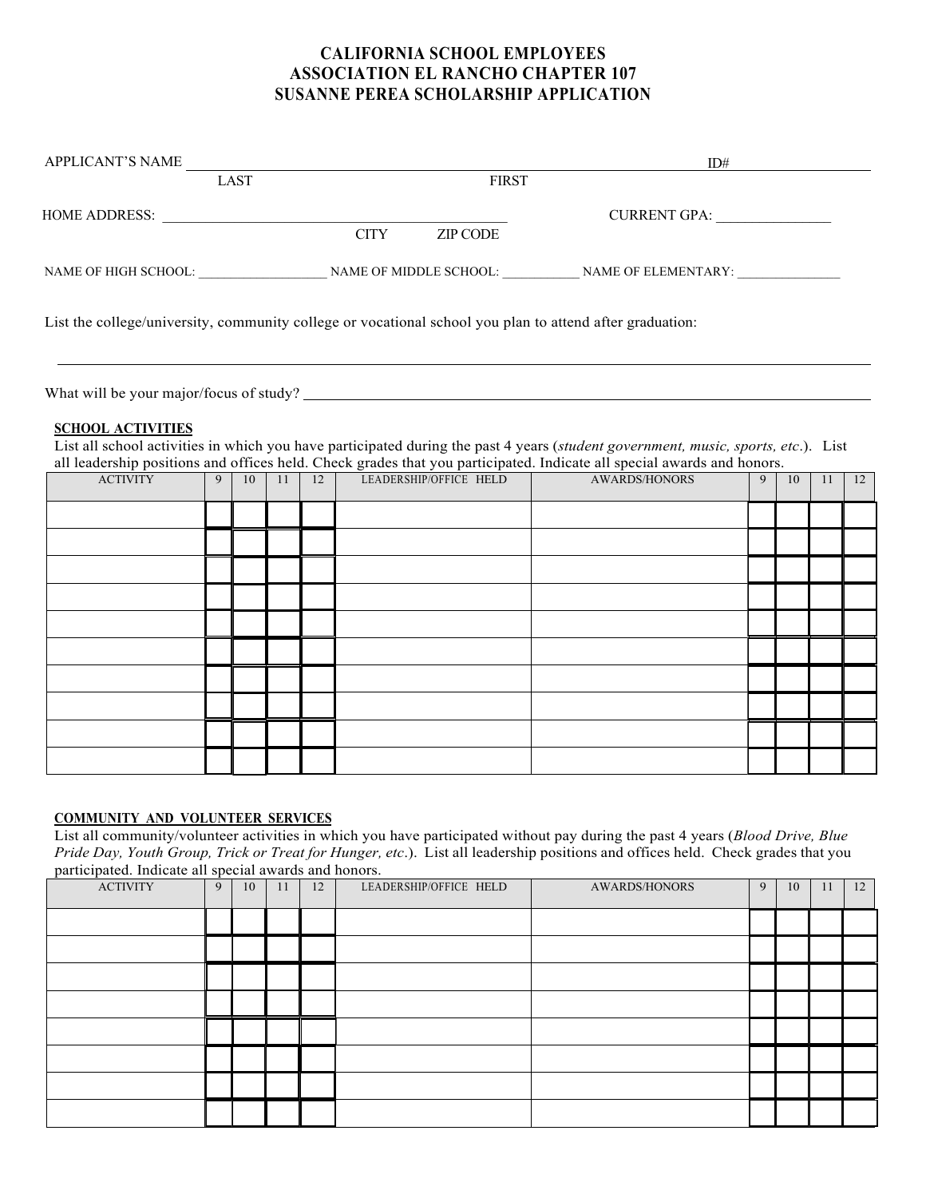# CALIFORNIA SCHOOL EMPLOYEES ASSOCIATION EL RANCHO CHAPTER 107 SUSANNE PEREA SCHOLARSHIP APPLICATION

APPLICANT'S NAME ________________________________________ ID# ______________
LAST FIRST

HOME ADDRESS: ________________________________________ CURRENT GPA: ______________
CITY ZIP CODE

NAME OF HIGH SCHOOL: __________________ NAME OF MIDDLE SCHOOL: ___________ NAME OF ELEMENTARY: _______________

List the college/university, community college or vocational school you plan to attend after graduation:

________________________________________________________________________________

What will be your major/focus of study? ________________________________________________

**SCHOOL ACTIVITIES**

List all school activities in which you have participated during the past 4 years (*student government, music, sports, etc*.). List all leadership positions and offices held. Check grades that you participated. Indicate all special awards and honors.

| ACTIVITY | 9 | 10 | 11 | 12 | LEADERSHIP/OFFICE HELD | AWARDS/HONORS | 9 | 10 | 11 | 12 |
|---|---|---|---|---|---|---|---|---|---|---|
| | | | | | | | | | | |
| | | | | | | | | | | |
| | | | | | | | | | | |
| | | | | | | | | | | |
| | | | | | | | | | | |
| | | | | | | | | | | |
| | | | | | | | | | | |
| | | | | | | | | | | |
| | | | | | | | | | | |
| | | | | | | | | | | |

**COMMUNITY AND VOLUNTEER SERVICES**

List all community/volunteer activities in which you have participated without pay during the past 4 years (*Blood Drive, Blue Pride Day, Youth Group, Trick or Treat for Hunger, etc*.). List all leadership positions and offices held. Check grades that you participated. Indicate all special awards and honors.

| ACTIVITY | 9 | 10 | 11 | 12 | LEADERSHIP/OFFICE HELD | AWARDS/HONORS | 9 | 10 | 11 | 12 |
|---|---|---|---|---|---|---|---|---|---|---|
| | | | | | | | | | | |
| | | | | | | | | | | |
| | | | | | | | | | | |
| | | | | | | | | | | |
| | | | | | | | | | | |
| | | | | | | | | | | |
| | | | | | | | | | | |
| | | | | | | | | | | |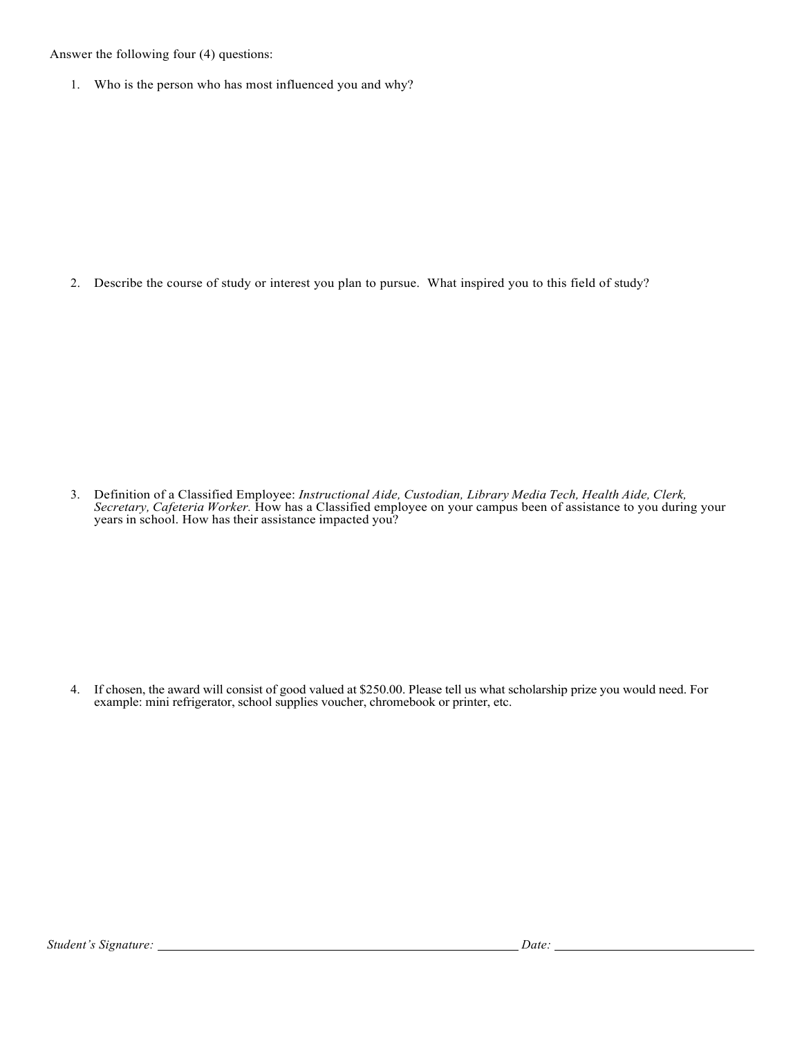Answer the following four (4) questions:

1. Who is the person who has most influenced you and why?

2. Describe the course of study or interest you plan to pursue. What inspired you to this field of study?

3. Definition of a Classified Employee: *Instructional Aide, Custodian, Library Media Tech, Health Aide, Clerk, Secretary, Cafeteria Worker.* How has a Classified employee on your campus been of assistance to you during your years in school. How has their assistance impacted you?

4. If chosen, the award will consist of good valued at $250.00. Please tell us what scholarship prize you would need. For example: mini refrigerator, school supplies voucher, chromebook or printer, etc.

*Student's Signature:* ______________________________ *Date:* ______________________________